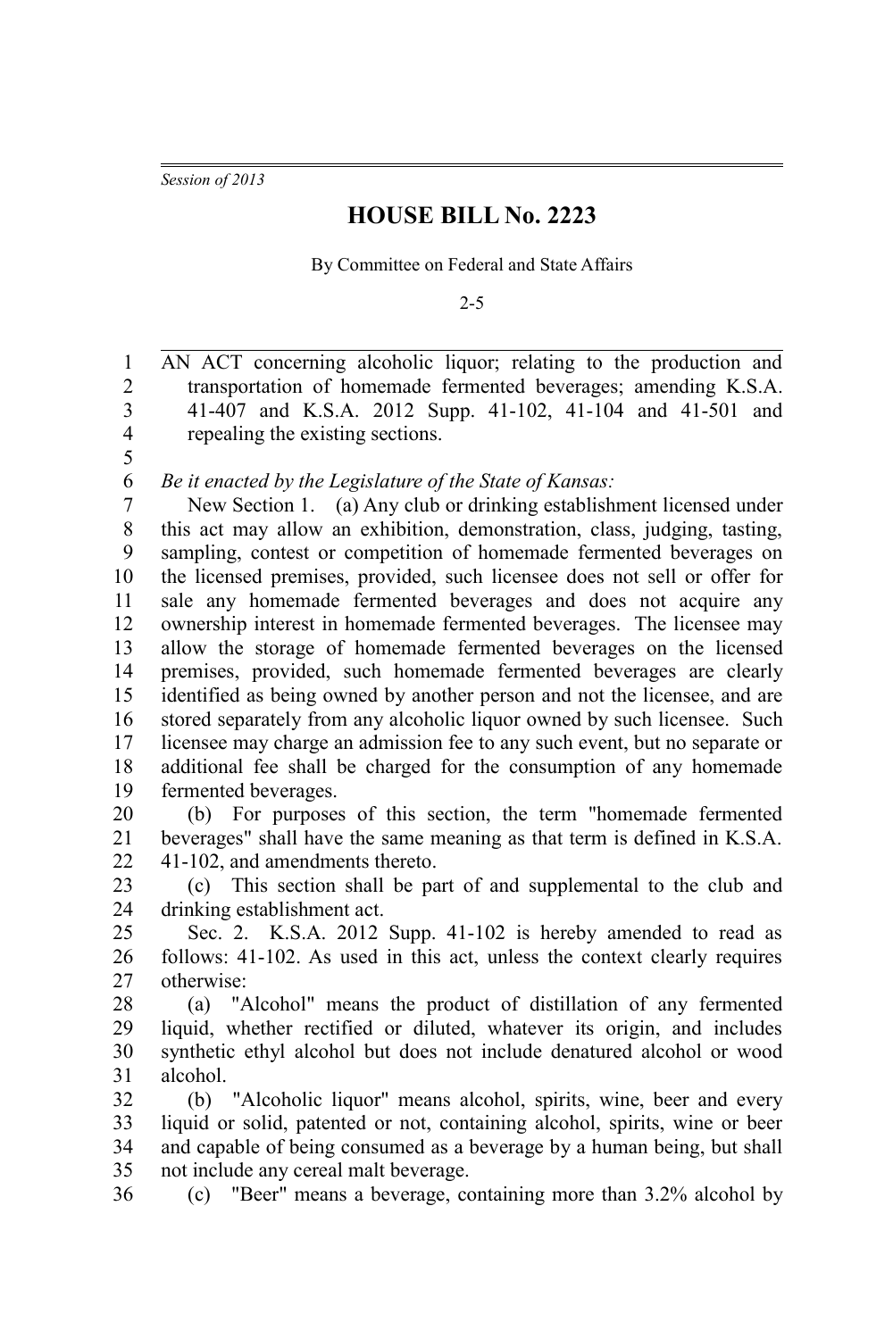*Session of 2013*

# HOUSE BILL No. 2223

By Committee on Federal and State Affairs

2-5

AN ACT concerning alcoholic liquor; relating to the production and transportation of homemade fermented beverages; amending K.S.A. 41-407 and K.S.A. 2012 Supp. 41-102, 41-104 and 41-501 and repealing the existing sections.

*Be it enacted by the Legislature of the State of Kansas:*

New Section 1. (a) Any club or drinking establishment licensed under this act may allow an exhibition, demonstration, class, judging, tasting, sampling, contest or competition of homemade fermented beverages on the licensed premises, provided, such licensee does not sell or offer for sale any homemade fermented beverages and does not acquire any ownership interest in homemade fermented beverages. The licensee may allow the storage of homemade fermented beverages on the licensed premises, provided, such homemade fermented beverages are clearly identified as being owned by another person and not the licensee, and are stored separately from any alcoholic liquor owned by such licensee. Such licensee may charge an admission fee to any such event, but no separate or additional fee shall be charged for the consumption of any homemade fermented beverages.

(b) For purposes of this section, the term "homemade fermented beverages" shall have the same meaning as that term is defined in K.S.A. 41-102, and amendments thereto.

(c) This section shall be part of and supplemental to the club and drinking establishment act.

Sec. 2. K.S.A. 2012 Supp. 41-102 is hereby amended to read as follows: 41-102. As used in this act, unless the context clearly requires otherwise:

(a) "Alcohol" means the product of distillation of any fermented liquid, whether rectified or diluted, whatever its origin, and includes synthetic ethyl alcohol but does not include denatured alcohol or wood alcohol.

(b) "Alcoholic liquor" means alcohol, spirits, wine, beer and every liquid or solid, patented or not, containing alcohol, spirits, wine or beer and capable of being consumed as a beverage by a human being, but shall not include any cereal malt beverage.

(c) "Beer" means a beverage, containing more than 3.2% alcohol by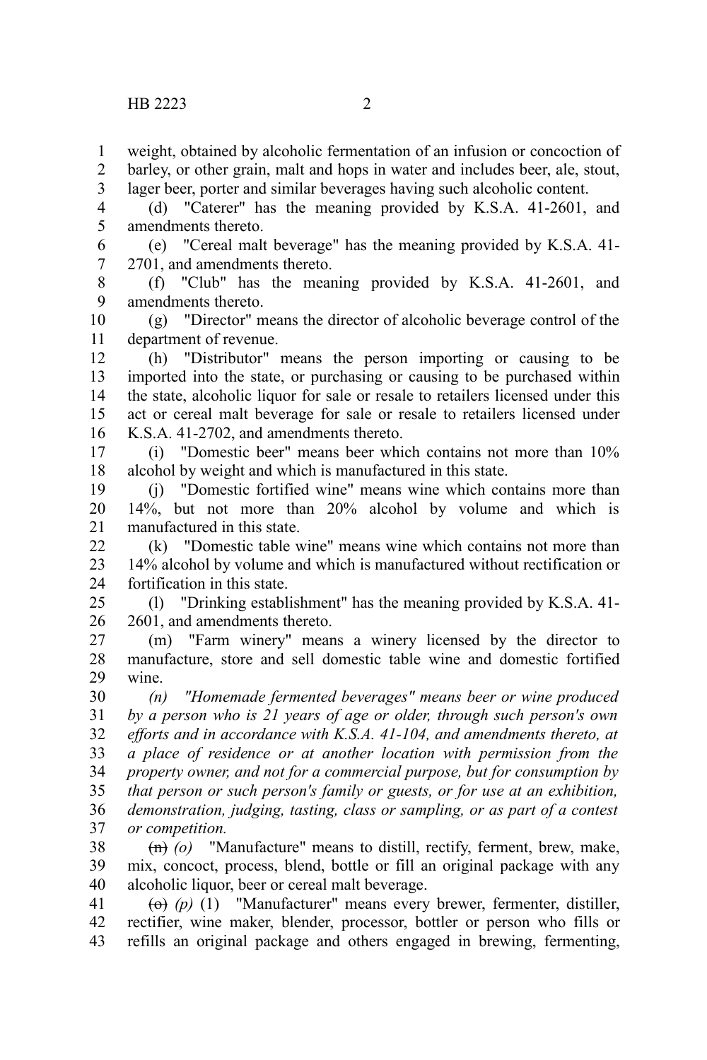weight, obtained by alcoholic fermentation of an infusion or concoction of barley, or other grain, malt and hops in water and includes beer, ale, stout, lager beer, porter and similar beverages having such alcoholic content.

(d) "Caterer" has the meaning provided by K.S.A. 41-2601, and amendments thereto.

(e) "Cereal malt beverage" has the meaning provided by K.S.A. 41-2701, and amendments thereto.

(f) "Club" has the meaning provided by K.S.A. 41-2601, and amendments thereto.

(g) "Director" means the director of alcoholic beverage control of the department of revenue.

(h) "Distributor" means the person importing or causing to be imported into the state, or purchasing or causing to be purchased within the state, alcoholic liquor for sale or resale to retailers licensed under this act or cereal malt beverage for sale or resale to retailers licensed under K.S.A. 41-2702, and amendments thereto.

(i) "Domestic beer" means beer which contains not more than 10% alcohol by weight and which is manufactured in this state.

(j) "Domestic fortified wine" means wine which contains more than 14%, but not more than 20% alcohol by volume and which is manufactured in this state.

(k) "Domestic table wine" means wine which contains not more than 14% alcohol by volume and which is manufactured without rectification or fortification in this state.

(l) "Drinking establishment" has the meaning provided by K.S.A. 41-2601, and amendments thereto.

(m) "Farm winery" means a winery licensed by the director to manufacture, store and sell domestic table wine and domestic fortified wine.

*(n) "Homemade fermented beverages" means beer or wine produced by a person who is 21 years of age or older, through such person's own efforts and in accordance with K.S.A. 41-104, and amendments thereto, at a place of residence or at another location with permission from the property owner, and not for a commercial purpose, but for consumption by that person or such person's family or guests, or for use at an exhibition, demonstration, judging, tasting, class or sampling, or as part of a contest or competition.*

~~(n)~~ *(o)* "Manufacture" means to distill, rectify, ferment, brew, make, mix, concoct, process, blend, bottle or fill an original package with any alcoholic liquor, beer or cereal malt beverage.

~~(o)~~ *(p)* (1) "Manufacturer" means every brewer, fermenter, distiller, rectifier, wine maker, blender, processor, bottler or person who fills or refills an original package and others engaged in brewing, fermenting,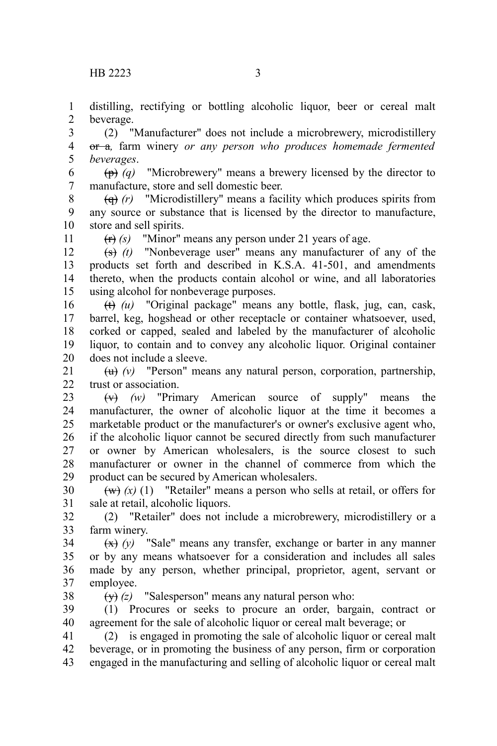distilling, rectifying or bottling alcoholic liquor, beer or cereal malt beverage.

(2) "Manufacturer" does not include a microbrewery, microdistillery ~~or a~~*,* farm winery *or any person who produces homemade fermented beverages*.

~~(p)~~ *(q)* "Microbrewery" means a brewery licensed by the director to manufacture, store and sell domestic beer.

~~(q)~~ *(r)* "Microdistillery" means a facility which produces spirits from any source or substance that is licensed by the director to manufacture, store and sell spirits.

~~(r)~~ *(s)* "Minor" means any person under 21 years of age.

~~(s)~~ *(t)* "Nonbeverage user" means any manufacturer of any of the products set forth and described in K.S.A. 41-501, and amendments thereto, when the products contain alcohol or wine, and all laboratories using alcohol for nonbeverage purposes.

~~(t)~~ *(u)* "Original package" means any bottle, flask, jug, can, cask, barrel, keg, hogshead or other receptacle or container whatsoever, used, corked or capped, sealed and labeled by the manufacturer of alcoholic liquor, to contain and to convey any alcoholic liquor. Original container does not include a sleeve.

~~(u)~~ *(v)* "Person" means any natural person, corporation, partnership, trust or association.

~~(v)~~ *(w)* "Primary American source of supply" means the manufacturer, the owner of alcoholic liquor at the time it becomes a marketable product or the manufacturer's or owner's exclusive agent who, if the alcoholic liquor cannot be secured directly from such manufacturer or owner by American wholesalers, is the source closest to such manufacturer or owner in the channel of commerce from which the product can be secured by American wholesalers.

~~(w)~~ *(x)* (1) "Retailer" means a person who sells at retail, or offers for sale at retail, alcoholic liquors.

(2) "Retailer" does not include a microbrewery, microdistillery or a farm winery.

~~(x)~~ *(y)* "Sale" means any transfer, exchange or barter in any manner or by any means whatsoever for a consideration and includes all sales made by any person, whether principal, proprietor, agent, servant or employee.

~~(y)~~ *(z)* "Salesperson" means any natural person who:

(1) Procures or seeks to procure an order, bargain, contract or agreement for the sale of alcoholic liquor or cereal malt beverage; or

(2) is engaged in promoting the sale of alcoholic liquor or cereal malt beverage, or in promoting the business of any person, firm or corporation engaged in the manufacturing and selling of alcoholic liquor or cereal malt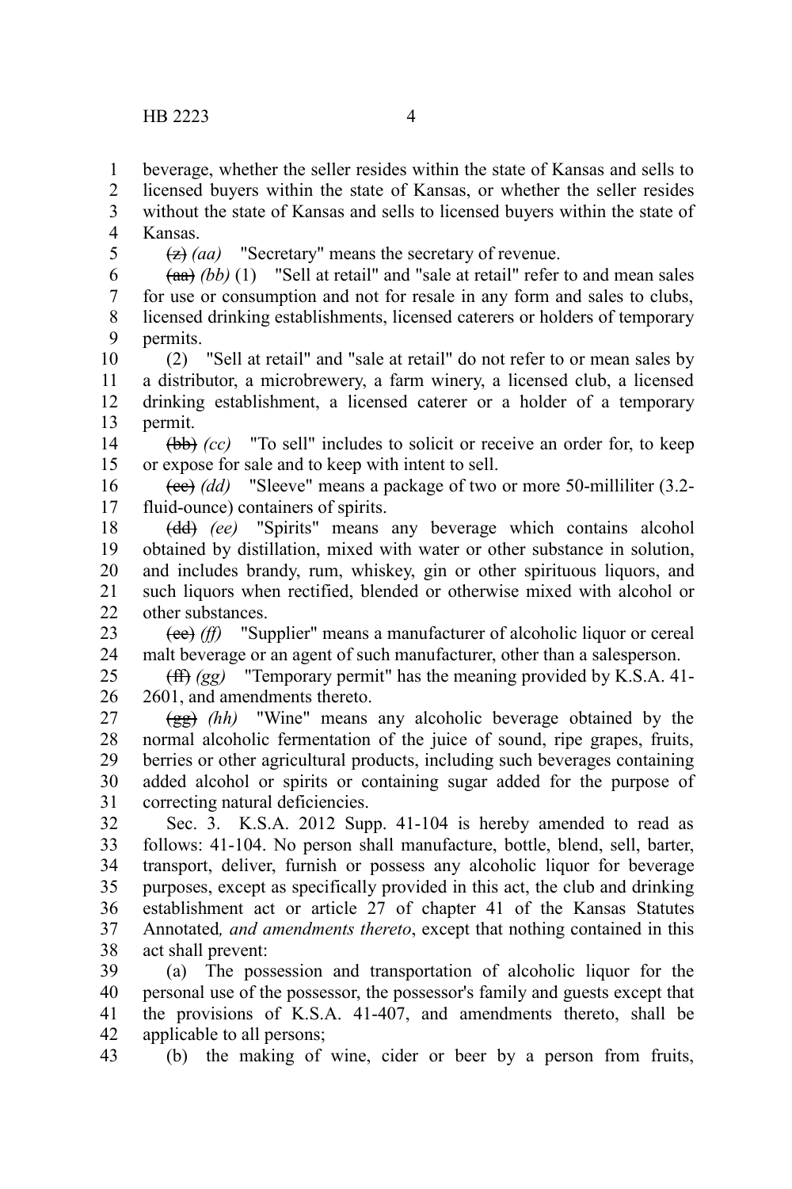beverage, whether the seller resides within the state of Kansas and sells to licensed buyers within the state of Kansas, or whether the seller resides without the state of Kansas and sells to licensed buyers within the state of Kansas.

~~(z)~~ *(aa)* "Secretary" means the secretary of revenue.

~~(aa)~~ *(bb)* (1) "Sell at retail" and "sale at retail" refer to and mean sales for use or consumption and not for resale in any form and sales to clubs, licensed drinking establishments, licensed caterers or holders of temporary permits.

(2) "Sell at retail" and "sale at retail" do not refer to or mean sales by a distributor, a microbrewery, a farm winery, a licensed club, a licensed drinking establishment, a licensed caterer or a holder of a temporary permit.

~~(bb)~~ *(cc)* "To sell" includes to solicit or receive an order for, to keep or expose for sale and to keep with intent to sell.

~~(cc)~~ *(dd)* "Sleeve" means a package of two or more 50-milliliter (3.2-fluid-ounce) containers of spirits.

~~(dd)~~ *(ee)* "Spirits" means any beverage which contains alcohol obtained by distillation, mixed with water or other substance in solution, and includes brandy, rum, whiskey, gin or other spirituous liquors, and such liquors when rectified, blended or otherwise mixed with alcohol or other substances.

~~(ee)~~ *(ff)* "Supplier" means a manufacturer of alcoholic liquor or cereal malt beverage or an agent of such manufacturer, other than a salesperson.

~~(ff)~~ *(gg)* "Temporary permit" has the meaning provided by K.S.A. 41-2601, and amendments thereto.

~~(gg)~~ *(hh)* "Wine" means any alcoholic beverage obtained by the normal alcoholic fermentation of the juice of sound, ripe grapes, fruits, berries or other agricultural products, including such beverages containing added alcohol or spirits or containing sugar added for the purpose of correcting natural deficiencies.

Sec. 3. K.S.A. 2012 Supp. 41-104 is hereby amended to read as follows: 41-104. No person shall manufacture, bottle, blend, sell, barter, transport, deliver, furnish or possess any alcoholic liquor for beverage purposes, except as specifically provided in this act, the club and drinking establishment act or article 27 of chapter 41 of the Kansas Statutes Annotated*, and amendments thereto*, except that nothing contained in this act shall prevent:

(a) The possession and transportation of alcoholic liquor for the personal use of the possessor, the possessor's family and guests except that the provisions of K.S.A. 41-407, and amendments thereto, shall be applicable to all persons;

(b) the making of wine, cider or beer by a person from fruits,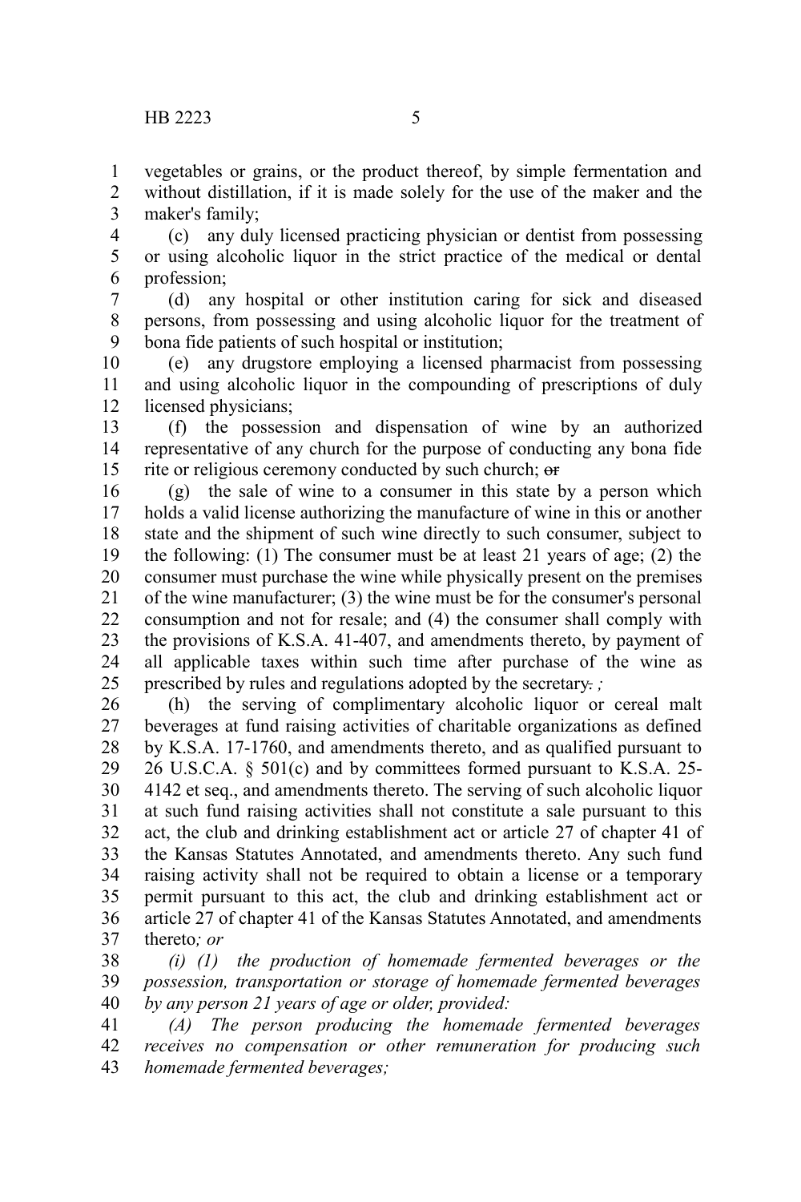vegetables or grains, or the product thereof, by simple fermentation and without distillation, if it is made solely for the use of the maker and the maker's family;

(c) any duly licensed practicing physician or dentist from possessing or using alcoholic liquor in the strict practice of the medical or dental profession;

(d) any hospital or other institution caring for sick and diseased persons, from possessing and using alcoholic liquor for the treatment of bona fide patients of such hospital or institution;

(e) any drugstore employing a licensed pharmacist from possessing and using alcoholic liquor in the compounding of prescriptions of duly licensed physicians;

(f) the possession and dispensation of wine by an authorized representative of any church for the purpose of conducting any bona fide rite or religious ceremony conducted by such church; ~~or~~

(g) the sale of wine to a consumer in this state by a person which holds a valid license authorizing the manufacture of wine in this or another state and the shipment of such wine directly to such consumer, subject to the following: (1) The consumer must be at least 21 years of age; (2) the consumer must purchase the wine while physically present on the premises of the wine manufacturer; (3) the wine must be for the consumer's personal consumption and not for resale; and (4) the consumer shall comply with the provisions of K.S.A. 41-407, and amendments thereto, by payment of all applicable taxes within such time after purchase of the wine as prescribed by rules and regulations adopted by the secretary~~.~~*;*

(h) the serving of complimentary alcoholic liquor or cereal malt beverages at fund raising activities of charitable organizations as defined by K.S.A. 17-1760, and amendments thereto, and as qualified pursuant to 26 U.S.C.A. § 501(c) and by committees formed pursuant to K.S.A. 25-4142 et seq., and amendments thereto. The serving of such alcoholic liquor at such fund raising activities shall not constitute a sale pursuant to this act, the club and drinking establishment act or article 27 of chapter 41 of the Kansas Statutes Annotated, and amendments thereto. Any such fund raising activity shall not be required to obtain a license or a temporary permit pursuant to this act, the club and drinking establishment act or article 27 of chapter 41 of the Kansas Statutes Annotated, and amendments thereto*; or*

*(i) (1) the production of homemade fermented beverages or the possession, transportation or storage of homemade fermented beverages by any person 21 years of age or older, provided:*

*(A) The person producing the homemade fermented beverages receives no compensation or other remuneration for producing such homemade fermented beverages;*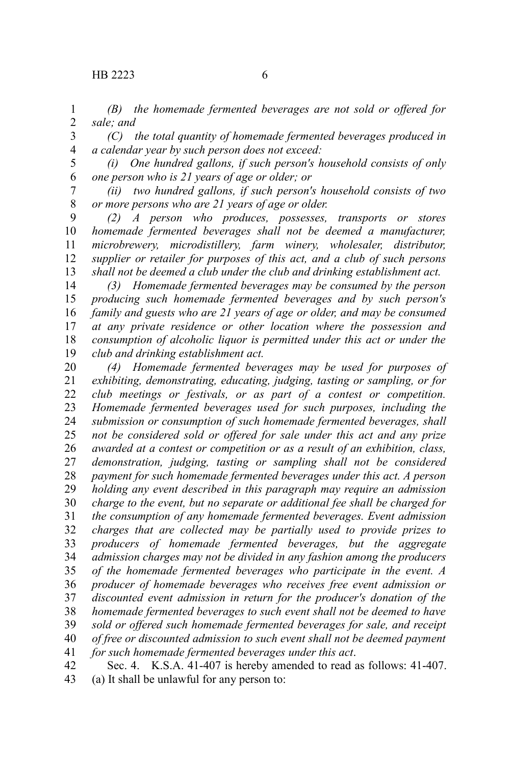*(B) the homemade fermented beverages are not sold or offered for sale; and*

*(C) the total quantity of homemade fermented beverages produced in a calendar year by such person does not exceed:*

*(i) One hundred gallons, if such person's household consists of only one person who is 21 years of age or older; or*

*(ii) two hundred gallons, if such person's household consists of two or more persons who are 21 years of age or older.*

*(2) A person who produces, possesses, transports or stores homemade fermented beverages shall not be deemed a manufacturer, microbrewery, microdistillery, farm winery, wholesaler, distributor, supplier or retailer for purposes of this act, and a club of such persons shall not be deemed a club under the club and drinking establishment act.*

*(3) Homemade fermented beverages may be consumed by the person producing such homemade fermented beverages and by such person's family and guests who are 21 years of age or older, and may be consumed at any private residence or other location where the possession and consumption of alcoholic liquor is permitted under this act or under the club and drinking establishment act.*

*(4) Homemade fermented beverages may be used for purposes of exhibiting, demonstrating, educating, judging, tasting or sampling, or for club meetings or festivals, or as part of a contest or competition. Homemade fermented beverages used for such purposes, including the submission or consumption of such homemade fermented beverages, shall not be considered sold or offered for sale under this act and any prize awarded at a contest or competition or as a result of an exhibition, class, demonstration, judging, tasting or sampling shall not be considered payment for such homemade fermented beverages under this act. A person holding any event described in this paragraph may require an admission charge to the event, but no separate or additional fee shall be charged for the consumption of any homemade fermented beverages. Event admission charges that are collected may be partially used to provide prizes to producers of homemade fermented beverages, but the aggregate admission charges may not be divided in any fashion among the producers of the homemade fermented beverages who participate in the event. A producer of homemade beverages who receives free event admission or discounted event admission in return for the producer's donation of the homemade fermented beverages to such event shall not be deemed to have sold or offered such homemade fermented beverages for sale, and receipt of free or discounted admission to such event shall not be deemed payment for such homemade fermented beverages under this act*.

Sec. 4. K.S.A. 41-407 is hereby amended to read as follows: 41-407. (a) It shall be unlawful for any person to: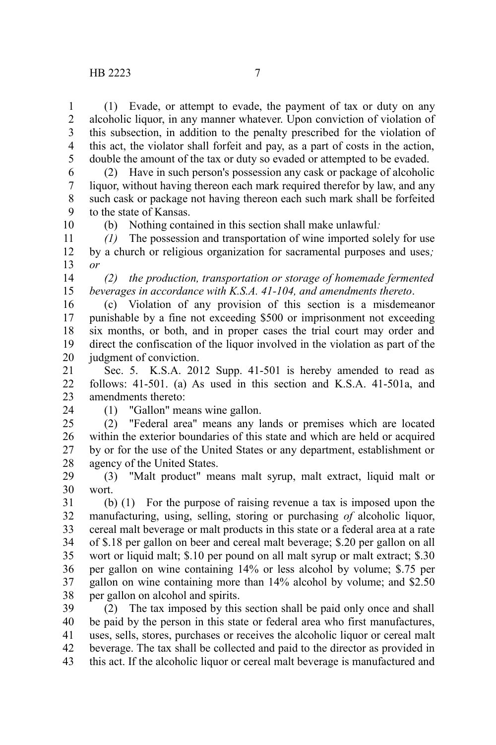(1) Evade, or attempt to evade, the payment of tax or duty on any alcoholic liquor, in any manner whatever. Upon conviction of violation of this subsection, in addition to the penalty prescribed for the violation of this act, the violator shall forfeit and pay, as a part of costs in the action, double the amount of the tax or duty so evaded or attempted to be evaded.

(2) Have in such person's possession any cask or package of alcoholic liquor, without having thereon each mark required therefor by law, and any such cask or package not having thereon each such mark shall be forfeited to the state of Kansas.

(b) Nothing contained in this section shall make unlawful*:*

*(1)* The possession and transportation of wine imported solely for use by a church or religious organization for sacramental purposes and uses*; or*

*(2) the production, transportation or storage of homemade fermented beverages in accordance with K.S.A. 41-104, and amendments thereto*.

(c) Violation of any provision of this section is a misdemeanor punishable by a fine not exceeding $500 or imprisonment not exceeding six months, or both, and in proper cases the trial court may order and direct the confiscation of the liquor involved in the violation as part of the judgment of conviction.

Sec. 5. K.S.A. 2012 Supp. 41-501 is hereby amended to read as follows: 41-501. (a) As used in this section and K.S.A. 41-501a, and amendments thereto:

(1) "Gallon" means wine gallon.

(2) "Federal area" means any lands or premises which are located within the exterior boundaries of this state and which are held or acquired by or for the use of the United States or any department, establishment or agency of the United States.

(3) "Malt product" means malt syrup, malt extract, liquid malt or wort.

(b) (1) For the purpose of raising revenue a tax is imposed upon the manufacturing, using, selling, storing or purchasing *of* alcoholic liquor, cereal malt beverage or malt products in this state or a federal area at a rate of $.18 per gallon on beer and cereal malt beverage; $.20 per gallon on all wort or liquid malt; $.10 per pound on all malt syrup or malt extract; $.30 per gallon on wine containing 14% or less alcohol by volume; $.75 per gallon on wine containing more than 14% alcohol by volume; and $2.50 per gallon on alcohol and spirits.

(2) The tax imposed by this section shall be paid only once and shall be paid by the person in this state or federal area who first manufactures, uses, sells, stores, purchases or receives the alcoholic liquor or cereal malt beverage. The tax shall be collected and paid to the director as provided in this act. If the alcoholic liquor or cereal malt beverage is manufactured and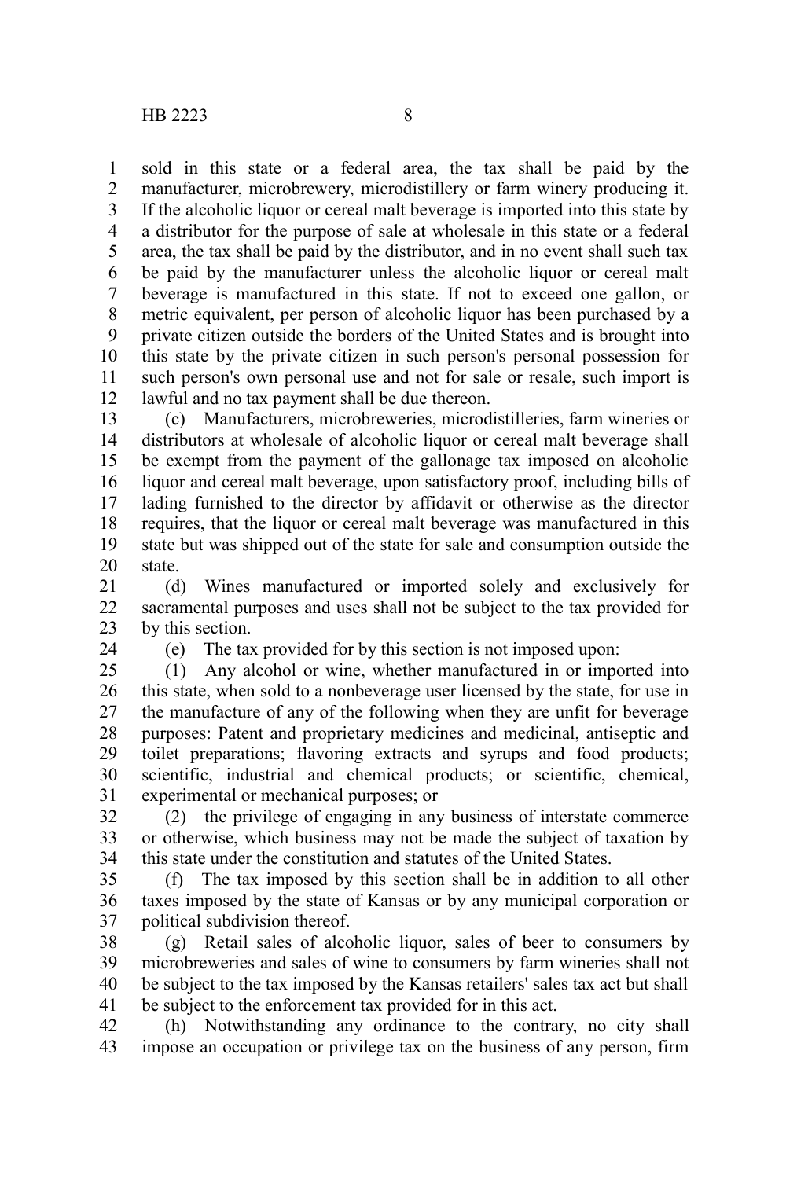sold in this state or a federal area, the tax shall be paid by the manufacturer, microbrewery, microdistillery or farm winery producing it. If the alcoholic liquor or cereal malt beverage is imported into this state by a distributor for the purpose of sale at wholesale in this state or a federal area, the tax shall be paid by the distributor, and in no event shall such tax be paid by the manufacturer unless the alcoholic liquor or cereal malt beverage is manufactured in this state. If not to exceed one gallon, or metric equivalent, per person of alcoholic liquor has been purchased by a private citizen outside the borders of the United States and is brought into this state by the private citizen in such person's personal possession for such person's own personal use and not for sale or resale, such import is lawful and no tax payment shall be due thereon.

(c) Manufacturers, microbreweries, microdistilleries, farm wineries or distributors at wholesale of alcoholic liquor or cereal malt beverage shall be exempt from the payment of the gallonage tax imposed on alcoholic liquor and cereal malt beverage, upon satisfactory proof, including bills of lading furnished to the director by affidavit or otherwise as the director requires, that the liquor or cereal malt beverage was manufactured in this state but was shipped out of the state for sale and consumption outside the state.

(d) Wines manufactured or imported solely and exclusively for sacramental purposes and uses shall not be subject to the tax provided for by this section.

(e) The tax provided for by this section is not imposed upon:

(1) Any alcohol or wine, whether manufactured in or imported into this state, when sold to a nonbeverage user licensed by the state, for use in the manufacture of any of the following when they are unfit for beverage purposes: Patent and proprietary medicines and medicinal, antiseptic and toilet preparations; flavoring extracts and syrups and food products; scientific, industrial and chemical products; or scientific, chemical, experimental or mechanical purposes; or

(2) the privilege of engaging in any business of interstate commerce or otherwise, which business may not be made the subject of taxation by this state under the constitution and statutes of the United States.

(f) The tax imposed by this section shall be in addition to all other taxes imposed by the state of Kansas or by any municipal corporation or political subdivision thereof.

(g) Retail sales of alcoholic liquor, sales of beer to consumers by microbreweries and sales of wine to consumers by farm wineries shall not be subject to the tax imposed by the Kansas retailers' sales tax act but shall be subject to the enforcement tax provided for in this act.

(h) Notwithstanding any ordinance to the contrary, no city shall impose an occupation or privilege tax on the business of any person, firm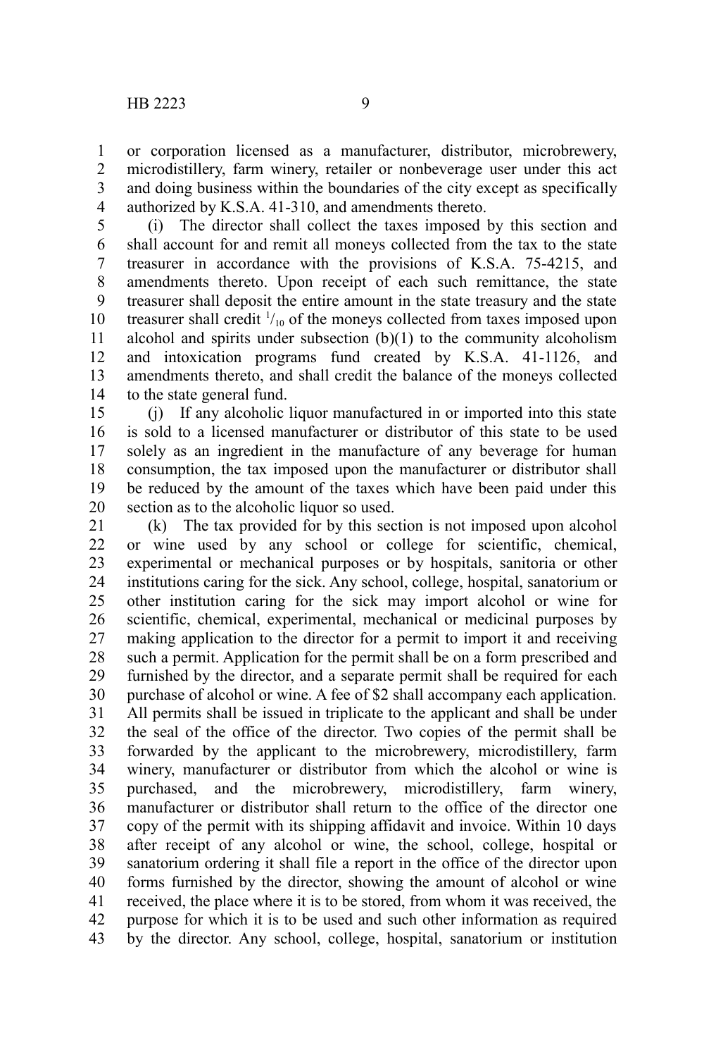or corporation licensed as a manufacturer, distributor, microbrewery, microdistillery, farm winery, retailer or nonbeverage user under this act and doing business within the boundaries of the city except as specifically authorized by K.S.A. 41-310, and amendments thereto.

(i) The director shall collect the taxes imposed by this section and shall account for and remit all moneys collected from the tax to the state treasurer in accordance with the provisions of K.S.A. 75-4215, and amendments thereto. Upon receipt of each such remittance, the state treasurer shall deposit the entire amount in the state treasury and the state treasurer shall credit $^1/_{10}$ of the moneys collected from taxes imposed upon alcohol and spirits under subsection (b)(1) to the community alcoholism and intoxication programs fund created by K.S.A. 41-1126, and amendments thereto, and shall credit the balance of the moneys collected to the state general fund.

(j) If any alcoholic liquor manufactured in or imported into this state is sold to a licensed manufacturer or distributor of this state to be used solely as an ingredient in the manufacture of any beverage for human consumption, the tax imposed upon the manufacturer or distributor shall be reduced by the amount of the taxes which have been paid under this section as to the alcoholic liquor so used.

(k) The tax provided for by this section is not imposed upon alcohol or wine used by any school or college for scientific, chemical, experimental or mechanical purposes or by hospitals, sanitoria or other institutions caring for the sick. Any school, college, hospital, sanatorium or other institution caring for the sick may import alcohol or wine for scientific, chemical, experimental, mechanical or medicinal purposes by making application to the director for a permit to import it and receiving such a permit. Application for the permit shall be on a form prescribed and furnished by the director, and a separate permit shall be required for each purchase of alcohol or wine. A fee of $2 shall accompany each application. All permits shall be issued in triplicate to the applicant and shall be under the seal of the office of the director. Two copies of the permit shall be forwarded by the applicant to the microbrewery, microdistillery, farm winery, manufacturer or distributor from which the alcohol or wine is purchased, and the microbrewery, microdistillery, farm winery, manufacturer or distributor shall return to the office of the director one copy of the permit with its shipping affidavit and invoice. Within 10 days after receipt of any alcohol or wine, the school, college, hospital or sanatorium ordering it shall file a report in the office of the director upon forms furnished by the director, showing the amount of alcohol or wine received, the place where it is to be stored, from whom it was received, the purpose for which it is to be used and such other information as required by the director. Any school, college, hospital, sanatorium or institution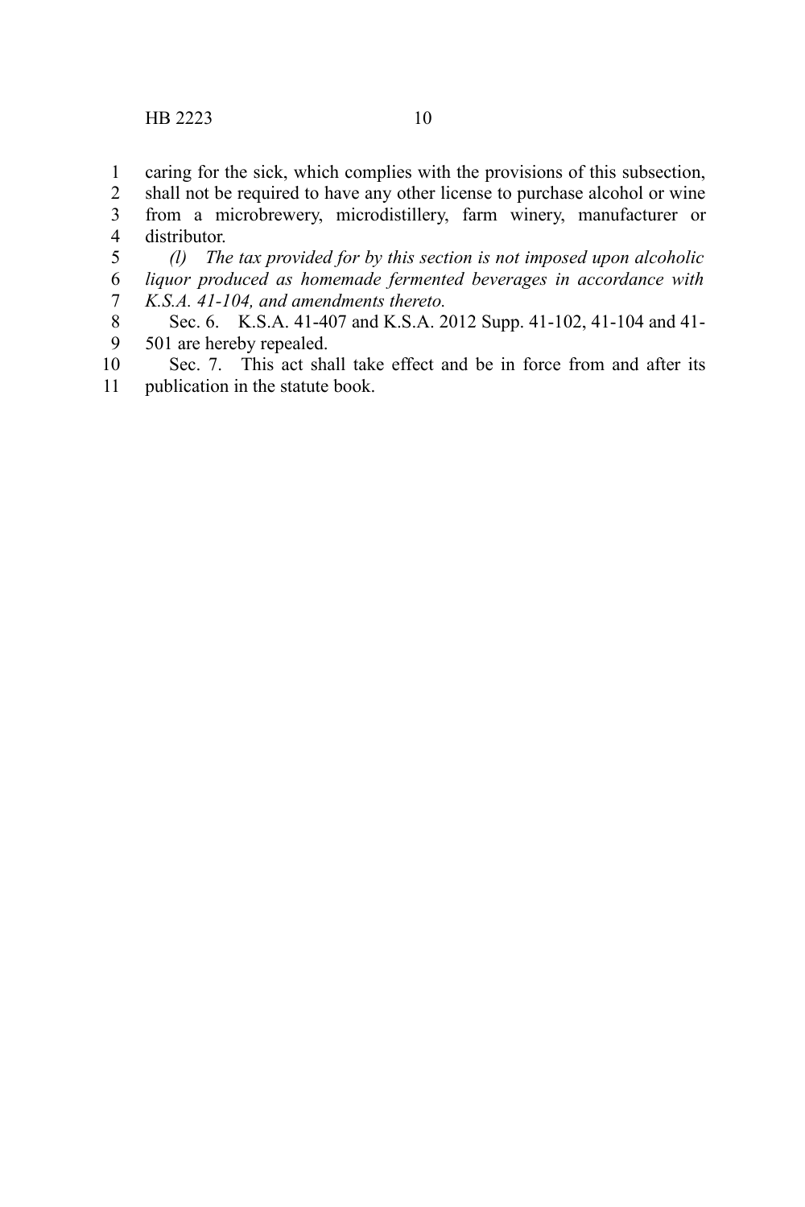caring for the sick, which complies with the provisions of this subsection, shall not be required to have any other license to purchase alcohol or wine from a microbrewery, microdistillery, farm winery, manufacturer or distributor.

*(l) The tax provided for by this section is not imposed upon alcoholic liquor produced as homemade fermented beverages in accordance with K.S.A. 41-104, and amendments thereto.*

Sec. 6. K.S.A. 41-407 and K.S.A. 2012 Supp. 41-102, 41-104 and 41-501 are hereby repealed.

Sec. 7. This act shall take effect and be in force from and after its publication in the statute book.